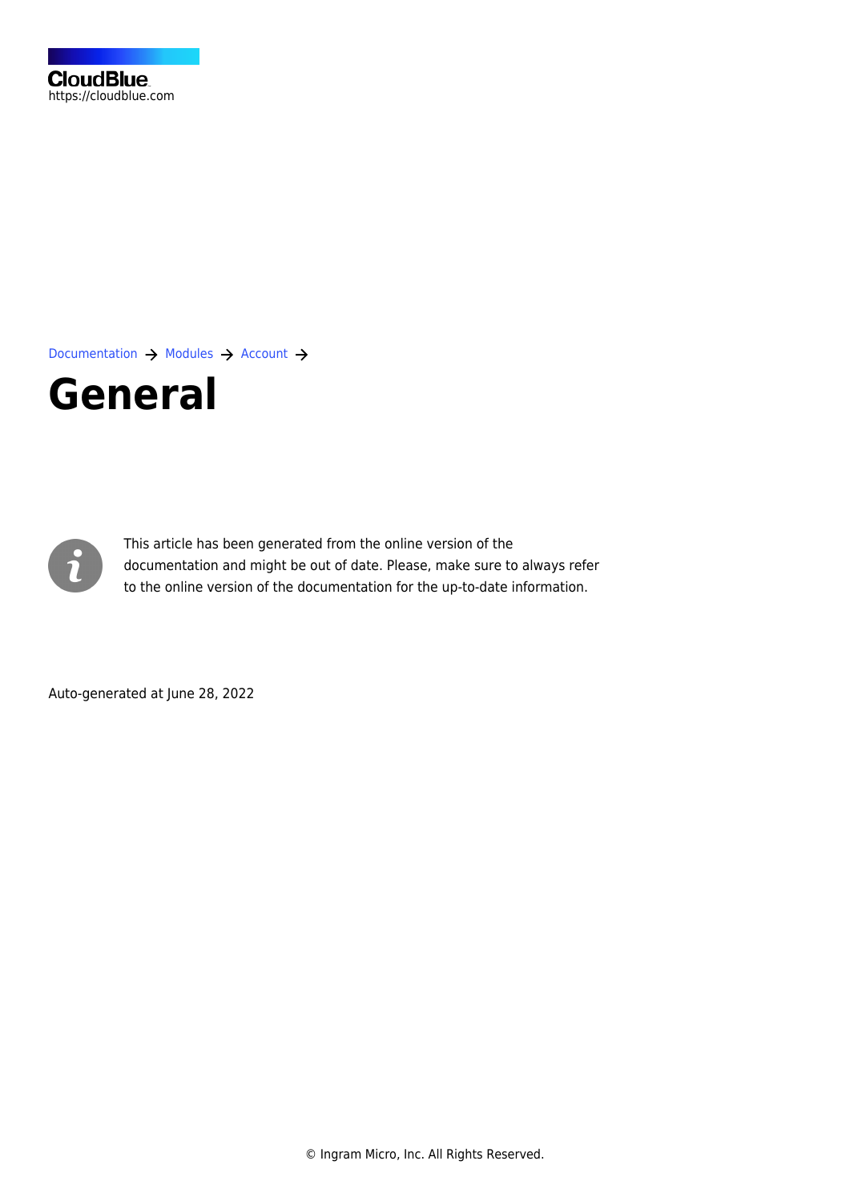CloudBlue
https://cloudblue.com

Documentation → Modules → Account →

# General

This article has been generated from the online version of the documentation and might be out of date. Please, make sure to always refer to the online version of the documentation for the up-to-date information.

Auto-generated at June 28, 2022

© Ingram Micro, Inc. All Rights Reserved.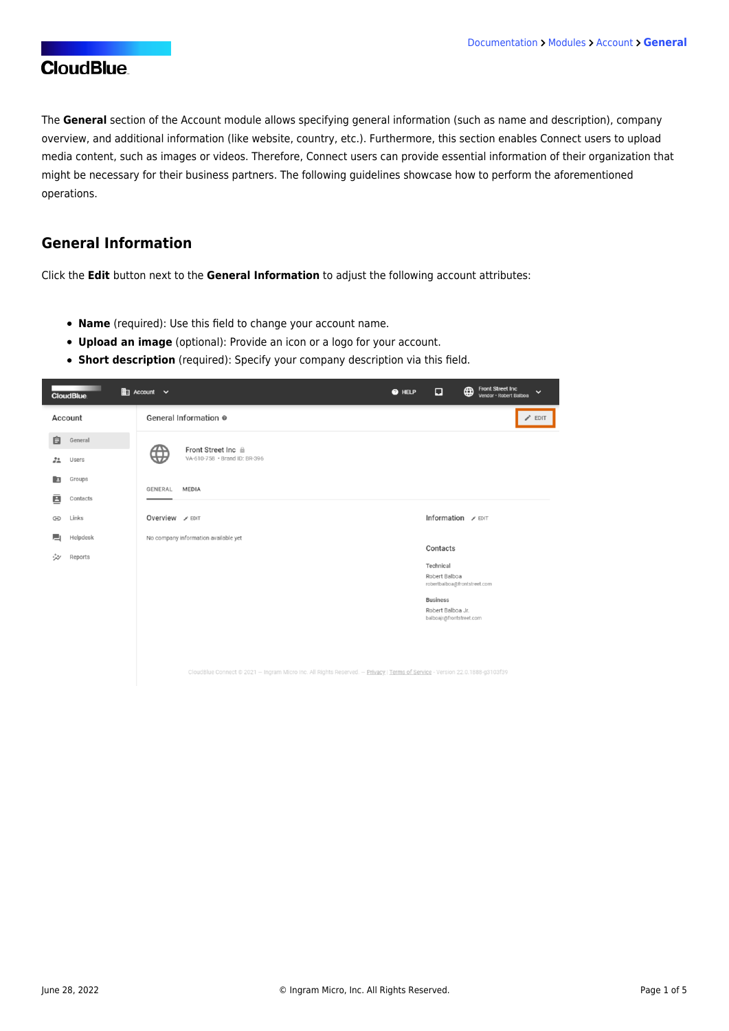The **General** section of the Account module allows specifying general information (such as name and description), company overview, and additional information (like website, country, etc.). Furthermore, this section enables Connect users to upload media content, such as images or videos. Therefore, Connect users can provide essential information of their organization that might be necessary for their business partners. The following guidelines showcase how to perform the aforementioned operations.

## General Information

Click the **Edit** button next to the **General Information** to adjust the following account attributes:

- **Name** (required): Use this field to change your account name.
- **Upload an image** (optional): Provide an icon or a logo for your account.
- **Short description** (required): Specify your company description via this field.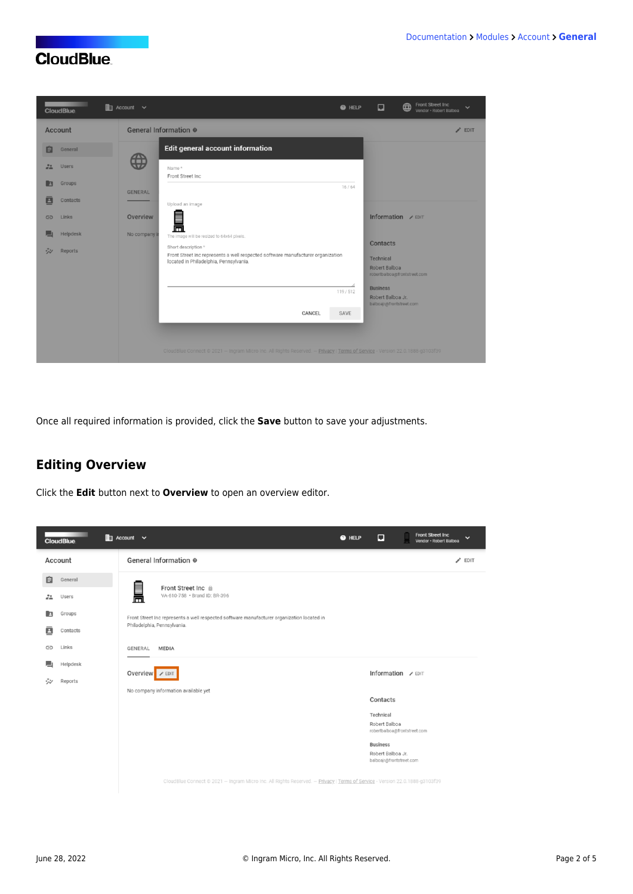Once all required information is provided, click the **Save** button to save your adjustments.

## Editing Overview

Click the **Edit** button next to **Overview** to open an overview editor.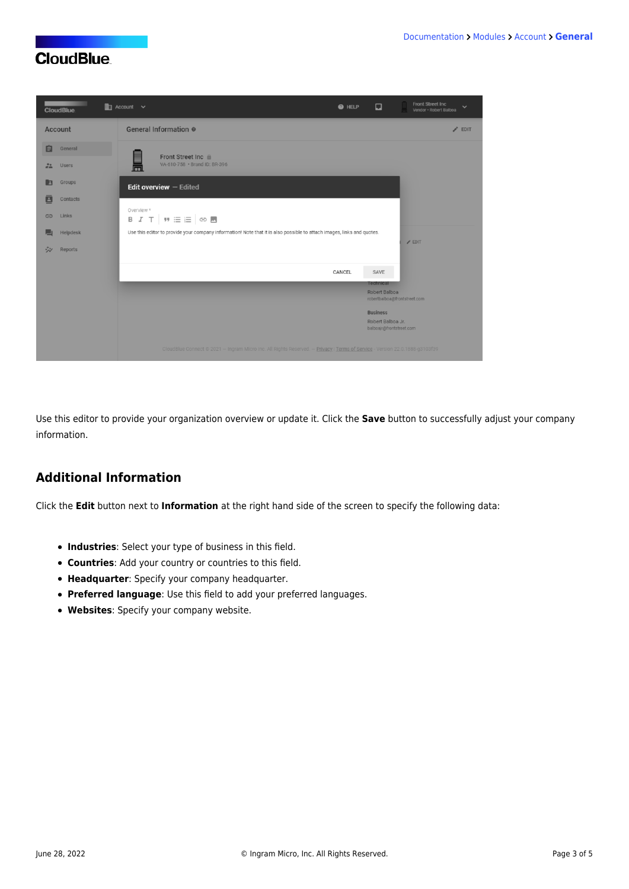Use this editor to provide your organization overview or update it. Click the **Save** button to successfully adjust your company information.

## Additional Information

Click the **Edit** button next to **Information** at the right hand side of the screen to specify the following data:

- **Industries**: Select your type of business in this field.
- **Countries**: Add your country or countries to this field.
- **Headquarter**: Specify your company headquarter.
- **Preferred language**: Use this field to add your preferred languages.
- **Websites**: Specify your company website.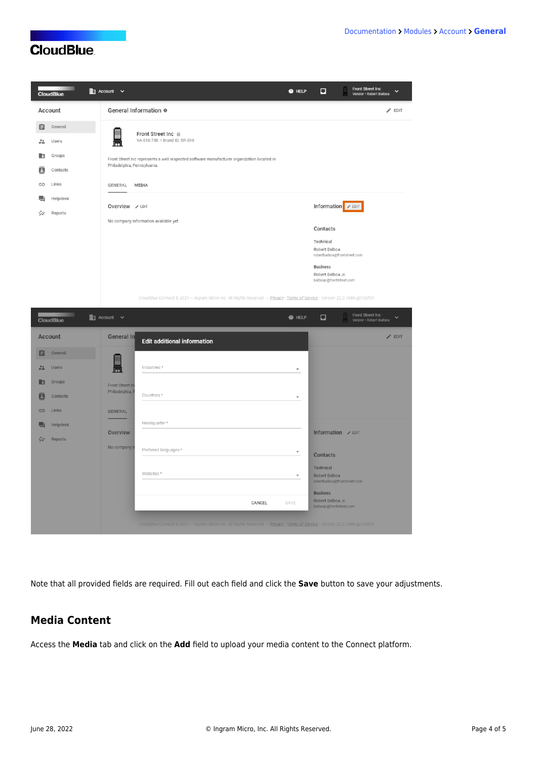Note that all provided fields are required. Fill out each field and click the **Save** button to save your adjustments.

## Media Content

Access the **Media** tab and click on the **Add** field to upload your media content to the Connect platform.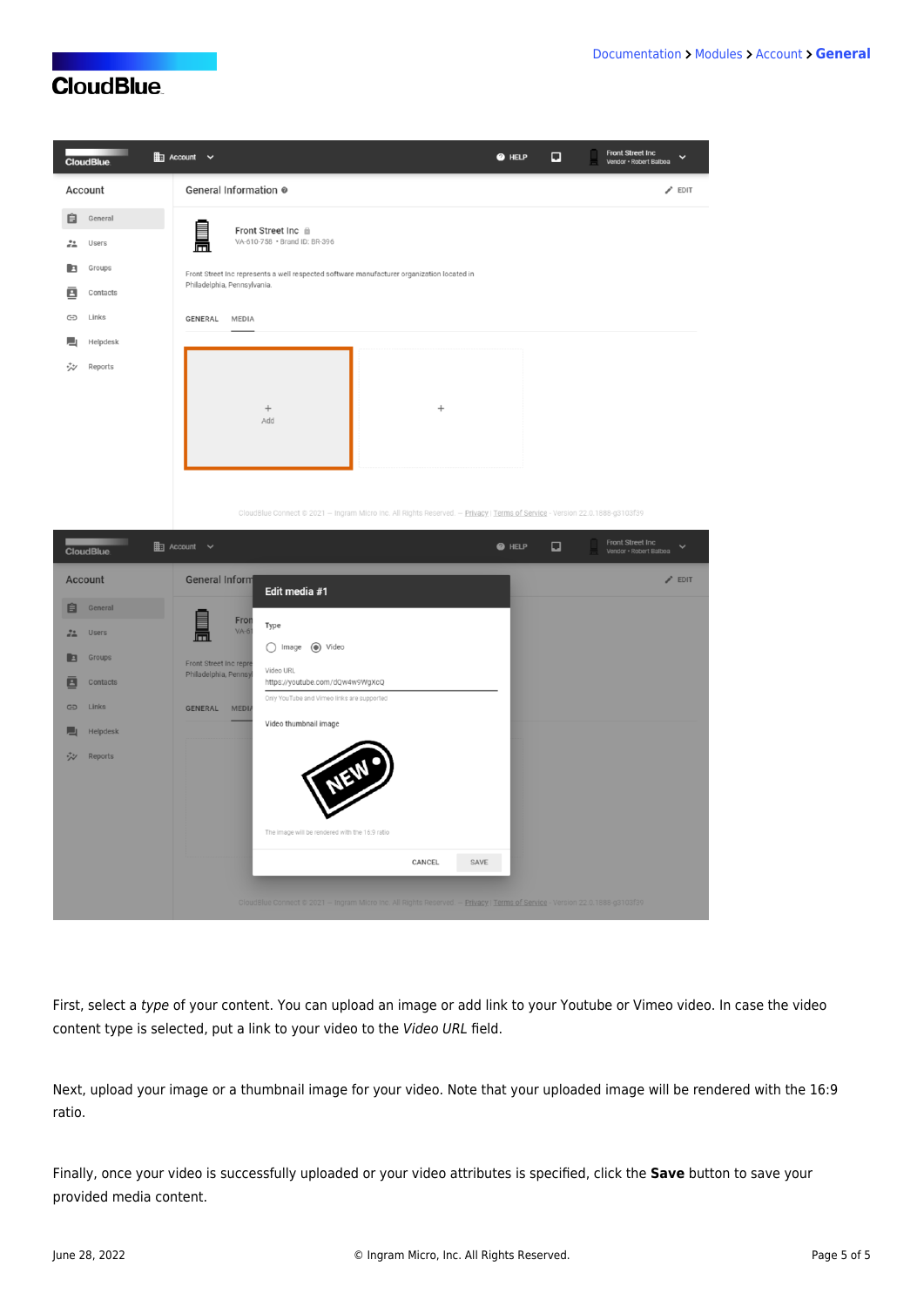First, select a *type* of your content. You can upload an image or add link to your Youtube or Vimeo video. In case the video content type is selected, put a link to your video to the *Video URL* field.

Next, upload your image or a thumbnail image for your video. Note that your uploaded image will be rendered with the 16:9 ratio.

Finally, once your video is successfully uploaded or your video attributes is specified, click the **Save** button to save your provided media content.